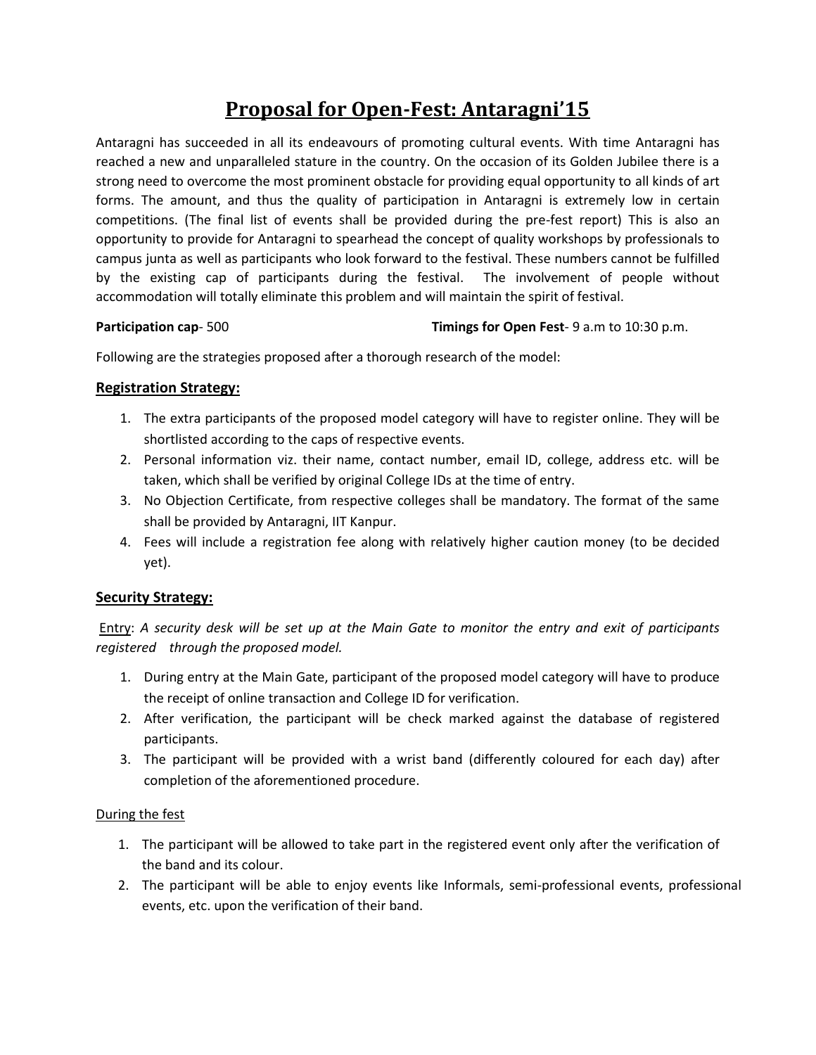# Proposal for Open-Fest: Antaragni'15

Antaragni has succeeded in all its endeavours of promoting cultural events. With time Antaragni has reached a new and unparalleled stature in the country. On the occasion of its Golden Jubilee there is a strong need to overcome the most prominent obstacle for providing equal opportunity to all kinds of art forms. The amount, and thus the quality of participation in Antaragni is extremely low in certain competitions. (The final list of events shall be provided during the pre-fest report) This is also an opportunity to provide for Antaragni to spearhead the concept of quality workshops by professionals to campus junta as well as participants who look forward to the festival. These numbers cannot be fulfilled by the existing cap of participants during the festival. The involvement of people without accommodation will totally eliminate this problem and will maintain the spirit of festival.

**Participation cap**- 500 **Timings for Open Fest**- 9 a.m to 10:30 p.m.

Following are the strategies proposed after a thorough research of the model:

## Registration Strategy:

1. The extra participants of the proposed model category will have to register online. They will be shortlisted according to the caps of respective events.
2. Personal information viz. their name, contact number, email ID, college, address etc. will be taken, which shall be verified by original College IDs at the time of entry.
3. No Objection Certificate, from respective colleges shall be mandatory. The format of the same shall be provided by Antaragni, IIT Kanpur.
4. Fees will include a registration fee along with relatively higher caution money (to be decided yet).

## Security Strategy:

Entry: *A security desk will be set up at the Main Gate to monitor the entry and exit of participants registered through the proposed model.*

1. During entry at the Main Gate, participant of the proposed model category will have to produce the receipt of online transaction and College ID for verification.
2. After verification, the participant will be check marked against the database of registered participants.
3. The participant will be provided with a wrist band (differently coloured for each day) after completion of the aforementioned procedure.

During the fest

1. The participant will be allowed to take part in the registered event only after the verification of the band and its colour.
2. The participant will be able to enjoy events like Informals, semi-professional events, professional events, etc. upon the verification of their band.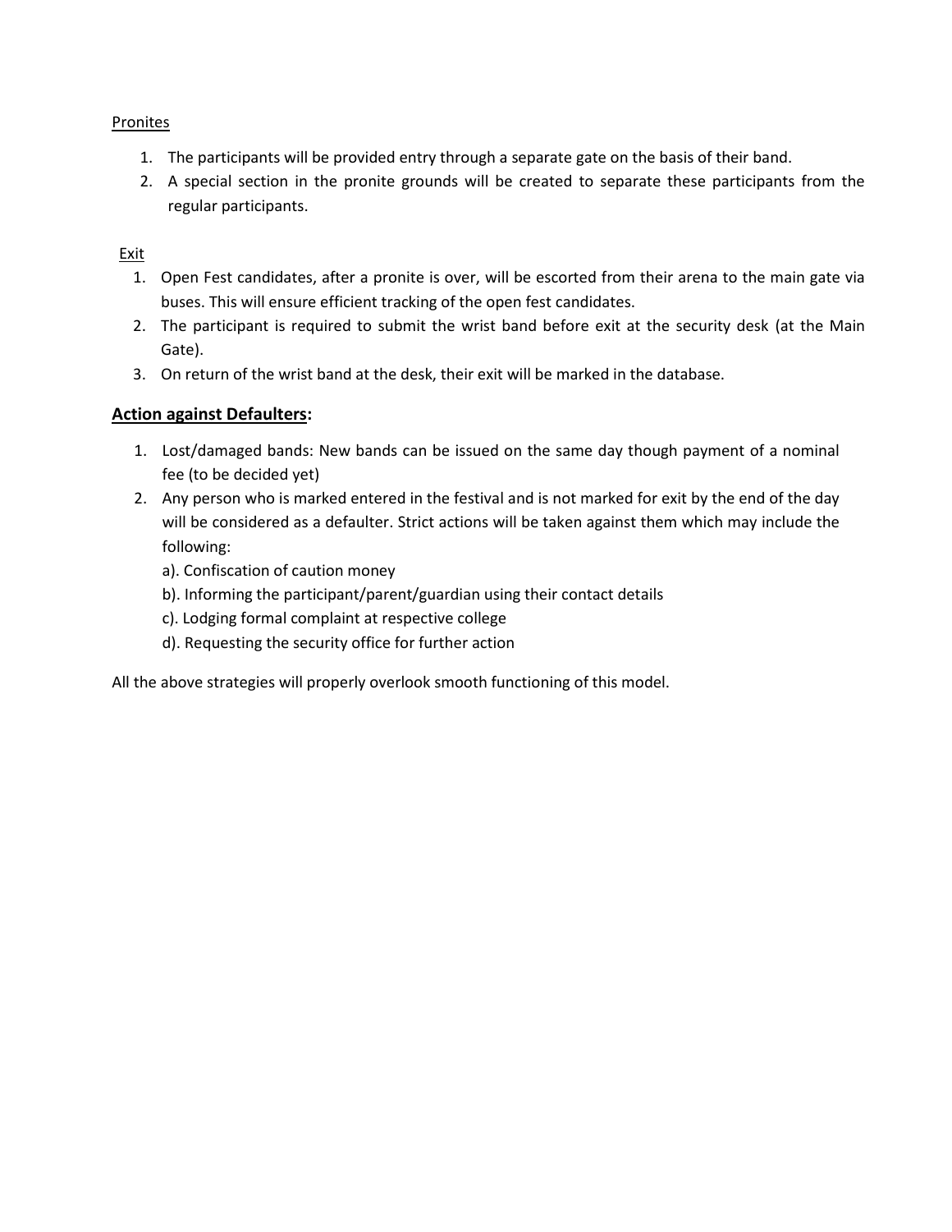Pronites

1. The participants will be provided entry through a separate gate on the basis of their band.
2. A special section in the pronite grounds will be created to separate these participants from the regular participants.

Exit

1. Open Fest candidates, after a pronite is over, will be escorted from their arena to the main gate via buses. This will ensure efficient tracking of the open fest candidates.
2. The participant is required to submit the wrist band before exit at the security desk (at the Main Gate).
3. On return of the wrist band at the desk, their exit will be marked in the database.

## Action against Defaulters:

1. Lost/damaged bands: New bands can be issued on the same day though payment of a nominal fee (to be decided yet)
2. Any person who is marked entered in the festival and is not marked for exit by the end of the day will be considered as a defaulter. Strict actions will be taken against them which may include the following:
   a). Confiscation of caution money
   b). Informing the participant/parent/guardian using their contact details
   c). Lodging formal complaint at respective college
   d). Requesting the security office for further action

All the above strategies will properly overlook smooth functioning of this model.